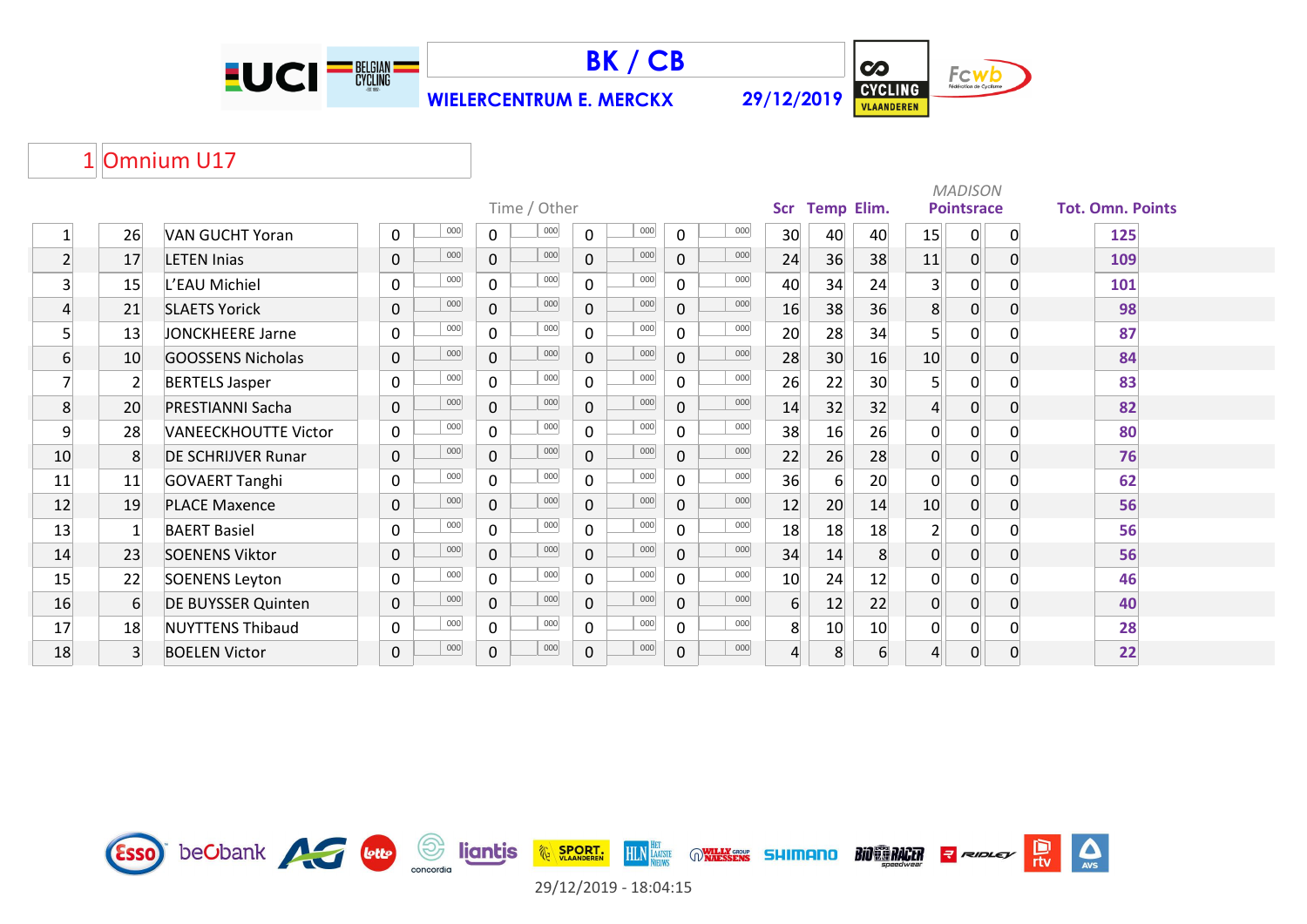# BK / CB

**WIELERCENTRUM E. MERCKX** **29/12/2019**

## 1 Omnium U17

| | | | Time / Other | | | | | | | | Scr | Temp | Elim. | MADISON Pointsrace | | | Tot. Omn. Points |
|---|---|---|---|---|---|---|---|---|---|---|---|---|---|---|---|---|---|
| 1 | 26 | VAN GUCHT Yoran | 0 | 000 | 0 | 000 | 0 | 000 | 0 | 000 | 30 | 40 | 40 | 15 | 0 | 0 | 125 |
| 2 | 17 | LETEN Inias | 0 | 000 | 0 | 000 | 0 | 000 | 0 | 000 | 24 | 36 | 38 | 11 | 0 | 0 | 109 |
| 3 | 15 | L'EAU Michiel | 0 | 000 | 0 | 000 | 0 | 000 | 0 | 000 | 40 | 34 | 24 | 3 | 0 | 0 | 101 |
| 4 | 21 | SLAETS Yorick | 0 | 000 | 0 | 000 | 0 | 000 | 0 | 000 | 16 | 38 | 36 | 8 | 0 | 0 | 98 |
| 5 | 13 | JONCKHEERE Jarne | 0 | 000 | 0 | 000 | 0 | 000 | 0 | 000 | 20 | 28 | 34 | 5 | 0 | 0 | 87 |
| 6 | 10 | GOOSSENS Nicholas | 0 | 000 | 0 | 000 | 0 | 000 | 0 | 000 | 28 | 30 | 16 | 10 | 0 | 0 | 84 |
| 7 | 2 | BERTELS Jasper | 0 | 000 | 0 | 000 | 0 | 000 | 0 | 000 | 26 | 22 | 30 | 5 | 0 | 0 | 83 |
| 8 | 20 | PRESTIANNI Sacha | 0 | 000 | 0 | 000 | 0 | 000 | 0 | 000 | 14 | 32 | 32 | 4 | 0 | 0 | 82 |
| 9 | 28 | VANEECKHOUTTE Victor | 0 | 000 | 0 | 000 | 0 | 000 | 0 | 000 | 38 | 16 | 26 | 0 | 0 | 0 | 80 |
| 10 | 8 | DE SCHRIJVER Runar | 0 | 000 | 0 | 000 | 0 | 000 | 0 | 000 | 22 | 26 | 28 | 0 | 0 | 0 | 76 |
| 11 | 11 | GOVAERT Tanghi | 0 | 000 | 0 | 000 | 0 | 000 | 0 | 000 | 36 | 6 | 20 | 0 | 0 | 0 | 62 |
| 12 | 19 | PLACE Maxence | 0 | 000 | 0 | 000 | 0 | 000 | 0 | 000 | 12 | 20 | 14 | 10 | 0 | 0 | 56 |
| 13 | 1 | BAERT Basiel | 0 | 000 | 0 | 000 | 0 | 000 | 0 | 000 | 18 | 18 | 18 | 2 | 0 | 0 | 56 |
| 14 | 23 | SOENENS Viktor | 0 | 000 | 0 | 000 | 0 | 000 | 0 | 000 | 34 | 14 | 8 | 0 | 0 | 0 | 56 |
| 15 | 22 | SOENENS Leyton | 0 | 000 | 0 | 000 | 0 | 000 | 0 | 000 | 10 | 24 | 12 | 0 | 0 | 0 | 46 |
| 16 | 6 | DE BUYSSER Quinten | 0 | 000 | 0 | 000 | 0 | 000 | 0 | 000 | 6 | 12 | 22 | 0 | 0 | 0 | 40 |
| 17 | 18 | NUYTTENS Thibaud | 0 | 000 | 0 | 000 | 0 | 000 | 0 | 000 | 8 | 10 | 10 | 0 | 0 | 0 | 28 |
| 18 | 3 | BOELEN Victor | 0 | 000 | 0 | 000 | 0 | 000 | 0 | 000 | 4 | 8 | 6 | 4 | 0 | 0 | 22 |

29/12/2019 - 18:04:15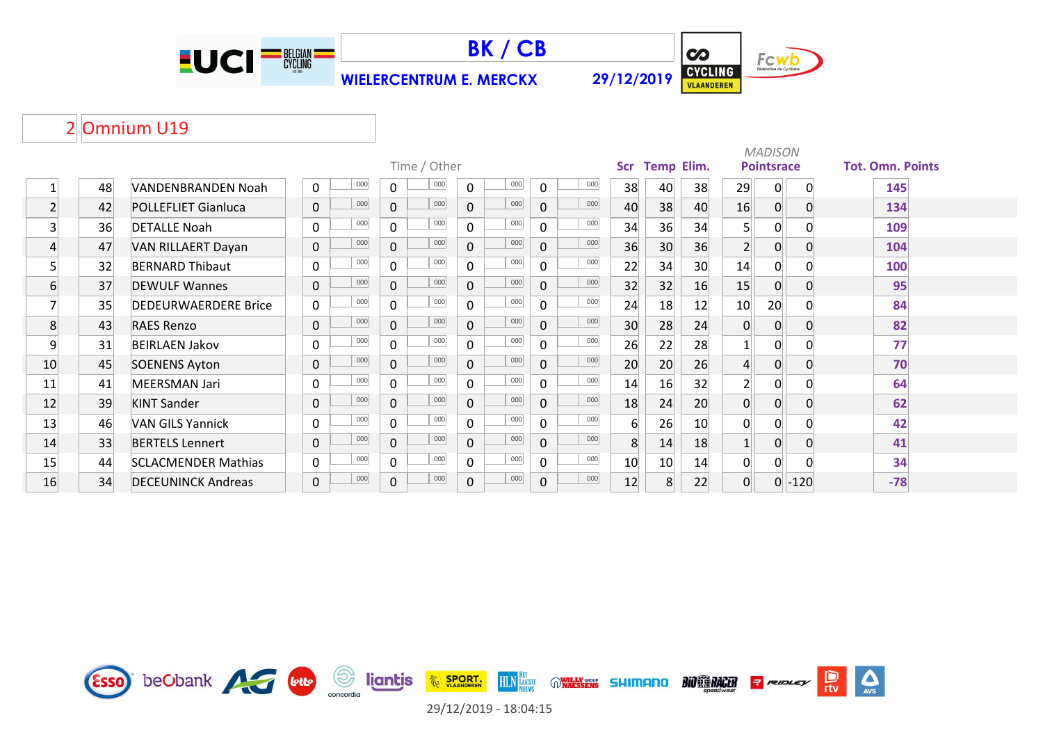# BK / CB

**WIELERCENTRUM E. MERCKX** **29/12/2019**

## 2 Omnium U19

| | | | Time / Other | | | | | | | | Scr | Temp | Elim. | MADISON Pointsrace | | | Tot. Omn. Points |
|---|---|---|---|---|---|---|---|---|---|---|---|---|---|---|---|---|---|
| 1 | 48 | VANDENBRANDEN Noah | 0 | 000 | 0 | 000 | 0 | 000 | 0 | 000 | 38 | 40 | 38 | 29 | 0 | 0 | 145 |
| 2 | 42 | POLLEFLIET Gianluca | 0 | 000 | 0 | 000 | 0 | 000 | 0 | 000 | 40 | 38 | 40 | 16 | 0 | 0 | 134 |
| 3 | 36 | DETALLE Noah | 0 | 000 | 0 | 000 | 0 | 000 | 0 | 000 | 34 | 36 | 34 | 5 | 0 | 0 | 109 |
| 4 | 47 | VAN RILLAERT Dayan | 0 | 000 | 0 | 000 | 0 | 000 | 0 | 000 | 36 | 30 | 36 | 2 | 0 | 0 | 104 |
| 5 | 32 | BERNARD Thibaut | 0 | 000 | 0 | 000 | 0 | 000 | 0 | 000 | 22 | 34 | 30 | 14 | 0 | 0 | 100 |
| 6 | 37 | DEWULF Wannes | 0 | 000 | 0 | 000 | 0 | 000 | 0 | 000 | 32 | 32 | 16 | 15 | 0 | 0 | 95 |
| 7 | 35 | DEDEURWAERDERE Brice | 0 | 000 | 0 | 000 | 0 | 000 | 0 | 000 | 24 | 18 | 12 | 10 | 20 | 0 | 84 |
| 8 | 43 | RAES Renzo | 0 | 000 | 0 | 000 | 0 | 000 | 0 | 000 | 30 | 28 | 24 | 0 | 0 | 0 | 82 |
| 9 | 31 | BEIRLAEN Jakov | 0 | 000 | 0 | 000 | 0 | 000 | 0 | 000 | 26 | 22 | 28 | 1 | 0 | 0 | 77 |
| 10 | 45 | SOENENS Ayton | 0 | 000 | 0 | 000 | 0 | 000 | 0 | 000 | 20 | 20 | 26 | 4 | 0 | 0 | 70 |
| 11 | 41 | MEERSMAN Jari | 0 | 000 | 0 | 000 | 0 | 000 | 0 | 000 | 14 | 16 | 32 | 2 | 0 | 0 | 64 |
| 12 | 39 | KINT Sander | 0 | 000 | 0 | 000 | 0 | 000 | 0 | 000 | 18 | 24 | 20 | 0 | 0 | 0 | 62 |
| 13 | 46 | VAN GILS Yannick | 0 | 000 | 0 | 000 | 0 | 000 | 0 | 000 | 6 | 26 | 10 | 0 | 0 | 0 | 42 |
| 14 | 33 | BERTELS Lennert | 0 | 000 | 0 | 000 | 0 | 000 | 0 | 000 | 8 | 14 | 18 | 1 | 0 | 0 | 41 |
| 15 | 44 | SCLACMENDER Mathias | 0 | 000 | 0 | 000 | 0 | 000 | 0 | 000 | 10 | 10 | 14 | 0 | 0 | 0 | 34 |
| 16 | 34 | DECEUNINCK Andreas | 0 | 000 | 0 | 000 | 0 | 000 | 0 | 000 | 12 | 8 | 22 | 0 | 0 | -120 | -78 |

29/12/2019 - 18:04:15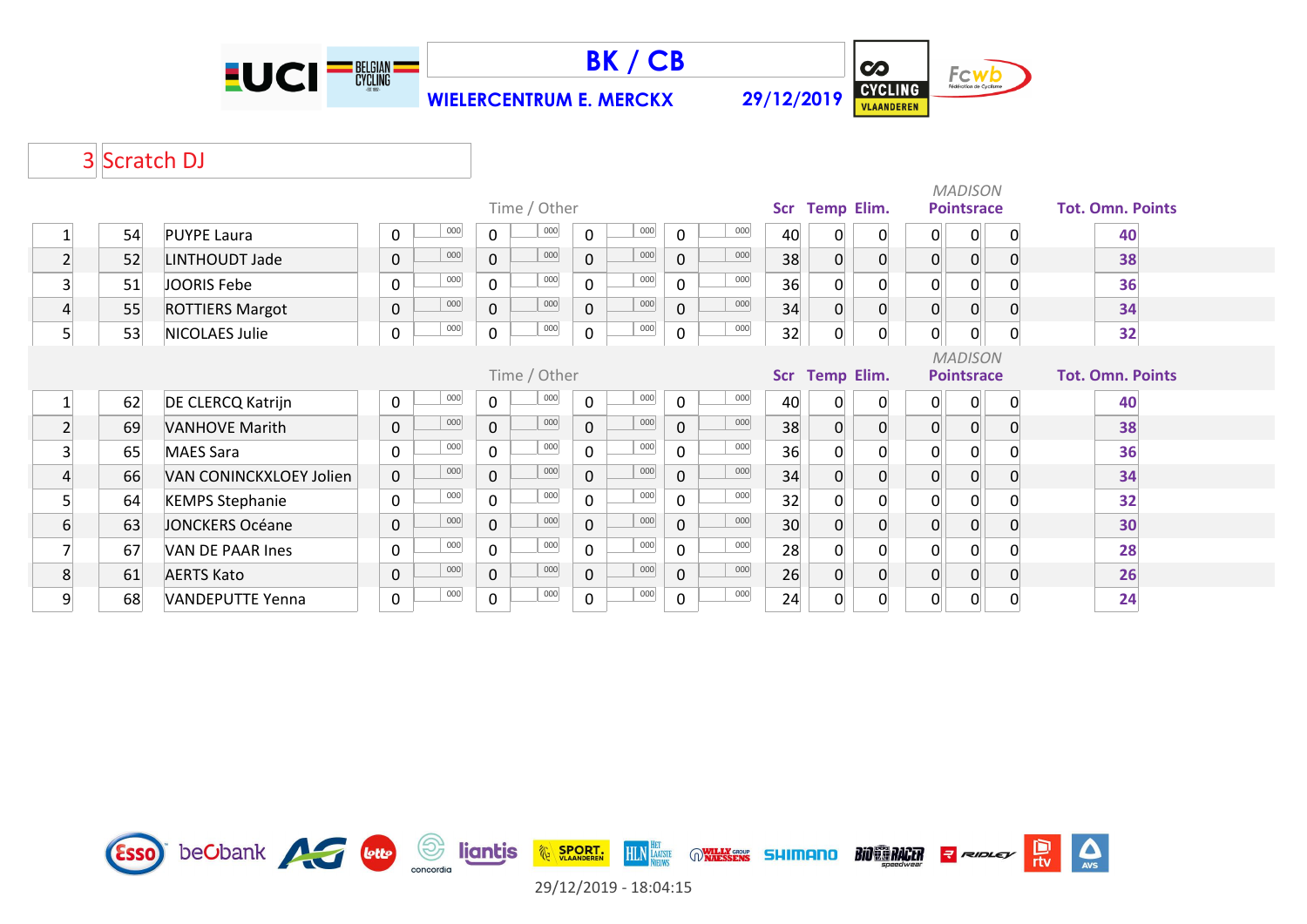# BK / CB

WIELERCENTRUM E. MERCKX 29/12/2019

## 3 Scratch DJ

| | | | Time / Other | | | | | | | | Scr | Temp | Elim. | MADISON Pointsrace | | | Tot. Omn. Points |
|---|---|---|---|---|---|---|---|---|---|---|---|---|---|---|---|---|---|
| 1 | 54 | PUYPE Laura | 0 | 000 | 0 | 000 | 0 | 000 | 0 | 000 | 40 | 0 | 0 | 0 | 0 | 0 | 40 |
| 2 | 52 | LINTHOUDT Jade | 0 | 000 | 0 | 000 | 0 | 000 | 0 | 000 | 38 | 0 | 0 | 0 | 0 | 0 | 38 |
| 3 | 51 | JOORIS Febe | 0 | 000 | 0 | 000 | 0 | 000 | 0 | 000 | 36 | 0 | 0 | 0 | 0 | 0 | 36 |
| 4 | 55 | ROTTIERS Margot | 0 | 000 | 0 | 000 | 0 | 000 | 0 | 000 | 34 | 0 | 0 | 0 | 0 | 0 | 34 |
| 5 | 53 | NICOLAES Julie | 0 | 000 | 0 | 000 | 0 | 000 | 0 | 000 | 32 | 0 | 0 | 0 | 0 | 0 | 32 |

| | | | Time / Other | | | | | | | | Scr | Temp | Elim. | MADISON Pointsrace | | | Tot. Omn. Points |
|---|---|---|---|---|---|---|---|---|---|---|---|---|---|---|---|---|---|
| 1 | 62 | DE CLERCQ Katrijn | 0 | 000 | 0 | 000 | 0 | 000 | 0 | 000 | 40 | 0 | 0 | 0 | 0 | 0 | 40 |
| 2 | 69 | VANHOVE Marith | 0 | 000 | 0 | 000 | 0 | 000 | 0 | 000 | 38 | 0 | 0 | 0 | 0 | 0 | 38 |
| 3 | 65 | MAES Sara | 0 | 000 | 0 | 000 | 0 | 000 | 0 | 000 | 36 | 0 | 0 | 0 | 0 | 0 | 36 |
| 4 | 66 | VAN CONINCKXLOEY Jolien | 0 | 000 | 0 | 000 | 0 | 000 | 0 | 000 | 34 | 0 | 0 | 0 | 0 | 0 | 34 |
| 5 | 64 | KEMPS Stephanie | 0 | 000 | 0 | 000 | 0 | 000 | 0 | 000 | 32 | 0 | 0 | 0 | 0 | 0 | 32 |
| 6 | 63 | JONCKERS Océane | 0 | 000 | 0 | 000 | 0 | 000 | 0 | 000 | 30 | 0 | 0 | 0 | 0 | 0 | 30 |
| 7 | 67 | VAN DE PAAR Ines | 0 | 000 | 0 | 000 | 0 | 000 | 0 | 000 | 28 | 0 | 0 | 0 | 0 | 0 | 28 |
| 8 | 61 | AERTS Kato | 0 | 000 | 0 | 000 | 0 | 000 | 0 | 000 | 26 | 0 | 0 | 0 | 0 | 0 | 26 |
| 9 | 68 | VANDEPUTTE Yenna | 0 | 000 | 0 | 000 | 0 | 000 | 0 | 000 | 24 | 0 | 0 | 0 | 0 | 0 | 24 |

29/12/2019 - 18:04:15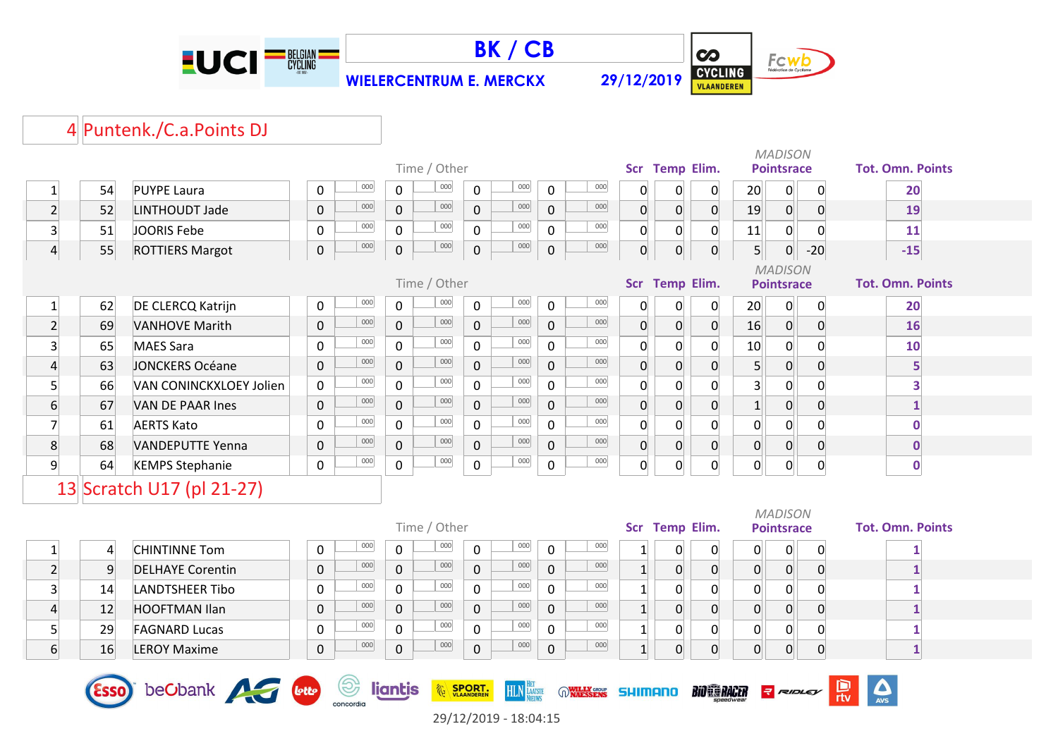# BK / CB

**WIELERCENTRUM E. MERCKX** **29/12/2019**

## 4 Puntenk./C.a.Points DJ

| | | | Time / Other | | | | | | | | Scr | Temp | Elim. | MADISON Pointsrace | | | Tot. Omn. Points |
|---|---|---|---|---|---|---|---|---|---|---|---|---|---|---|---|---|---|
| 1 | 54 | PUYPE Laura | 0 | 000 | 0 | 000 | 0 | 000 | 0 | 000 | 0 | 0 | 0 | 20 | 0 | 0 | 20 |
| 2 | 52 | LINTHOUDT Jade | 0 | 000 | 0 | 000 | 0 | 000 | 0 | 000 | 0 | 0 | 0 | 19 | 0 | 0 | 19 |
| 3 | 51 | JOORIS Febe | 0 | 000 | 0 | 000 | 0 | 000 | 0 | 000 | 0 | 0 | 0 | 11 | 0 | 0 | 11 |
| 4 | 55 | ROTTIERS Margot | 0 | 000 | 0 | 000 | 0 | 000 | 0 | 000 | 0 | 0 | 0 | 5 | 0 | -20 | -15 |

| | | | Time / Other | | | | | | | | Scr | Temp | Elim. | MADISON Pointsrace | | | Tot. Omn. Points |
|---|---|---|---|---|---|---|---|---|---|---|---|---|---|---|---|---|---|
| 1 | 62 | DE CLERCQ Katrijn | 0 | 000 | 0 | 000 | 0 | 000 | 0 | 000 | 0 | 0 | 0 | 20 | 0 | 0 | 20 |
| 2 | 69 | VANHOVE Marith | 0 | 000 | 0 | 000 | 0 | 000 | 0 | 000 | 0 | 0 | 0 | 16 | 0 | 0 | 16 |
| 3 | 65 | MAES Sara | 0 | 000 | 0 | 000 | 0 | 000 | 0 | 000 | 0 | 0 | 0 | 10 | 0 | 0 | 10 |
| 4 | 63 | JONCKERS Océane | 0 | 000 | 0 | 000 | 0 | 000 | 0 | 000 | 0 | 0 | 0 | 5 | 0 | 0 | 5 |
| 5 | 66 | VAN CONINCKXLOEY Jolien | 0 | 000 | 0 | 000 | 0 | 000 | 0 | 000 | 0 | 0 | 0 | 3 | 0 | 0 | 3 |
| 6 | 67 | VAN DE PAAR Ines | 0 | 000 | 0 | 000 | 0 | 000 | 0 | 000 | 0 | 0 | 0 | 1 | 0 | 0 | 1 |
| 7 | 61 | AERTS Kato | 0 | 000 | 0 | 000 | 0 | 000 | 0 | 000 | 0 | 0 | 0 | 0 | 0 | 0 | 0 |
| 8 | 68 | VANDEPUTTE Yenna | 0 | 000 | 0 | 000 | 0 | 000 | 0 | 000 | 0 | 0 | 0 | 0 | 0 | 0 | 0 |
| 9 | 64 | KEMPS Stephanie | 0 | 000 | 0 | 000 | 0 | 000 | 0 | 000 | 0 | 0 | 0 | 0 | 0 | 0 | 0 |

## 13 Scratch U17 (pl 21-27)

| | | | Time / Other | | | | | | | | Scr | Temp | Elim. | MADISON Pointsrace | | | Tot. Omn. Points |
|---|---|---|---|---|---|---|---|---|---|---|---|---|---|---|---|---|---|
| 1 | 4 | CHINTINNE Tom | 0 | 000 | 0 | 000 | 0 | 000 | 0 | 000 | 1 | 0 | 0 | 0 | 0 | 0 | 1 |
| 2 | 9 | DELHAYE Corentin | 0 | 000 | 0 | 000 | 0 | 000 | 0 | 000 | 1 | 0 | 0 | 0 | 0 | 0 | 1 |
| 3 | 14 | LANDTSHEER Tibo | 0 | 000 | 0 | 000 | 0 | 000 | 0 | 000 | 1 | 0 | 0 | 0 | 0 | 0 | 1 |
| 4 | 12 | HOOFTMAN Ilan | 0 | 000 | 0 | 000 | 0 | 000 | 0 | 000 | 1 | 0 | 0 | 0 | 0 | 0 | 1 |
| 5 | 29 | FAGNARD Lucas | 0 | 000 | 0 | 000 | 0 | 000 | 0 | 000 | 1 | 0 | 0 | 0 | 0 | 0 | 1 |
| 6 | 16 | LEROY Maxime | 0 | 000 | 0 | 000 | 0 | 000 | 0 | 000 | 1 | 0 | 0 | 0 | 0 | 0 | 1 |

29/12/2019 - 18:04:15